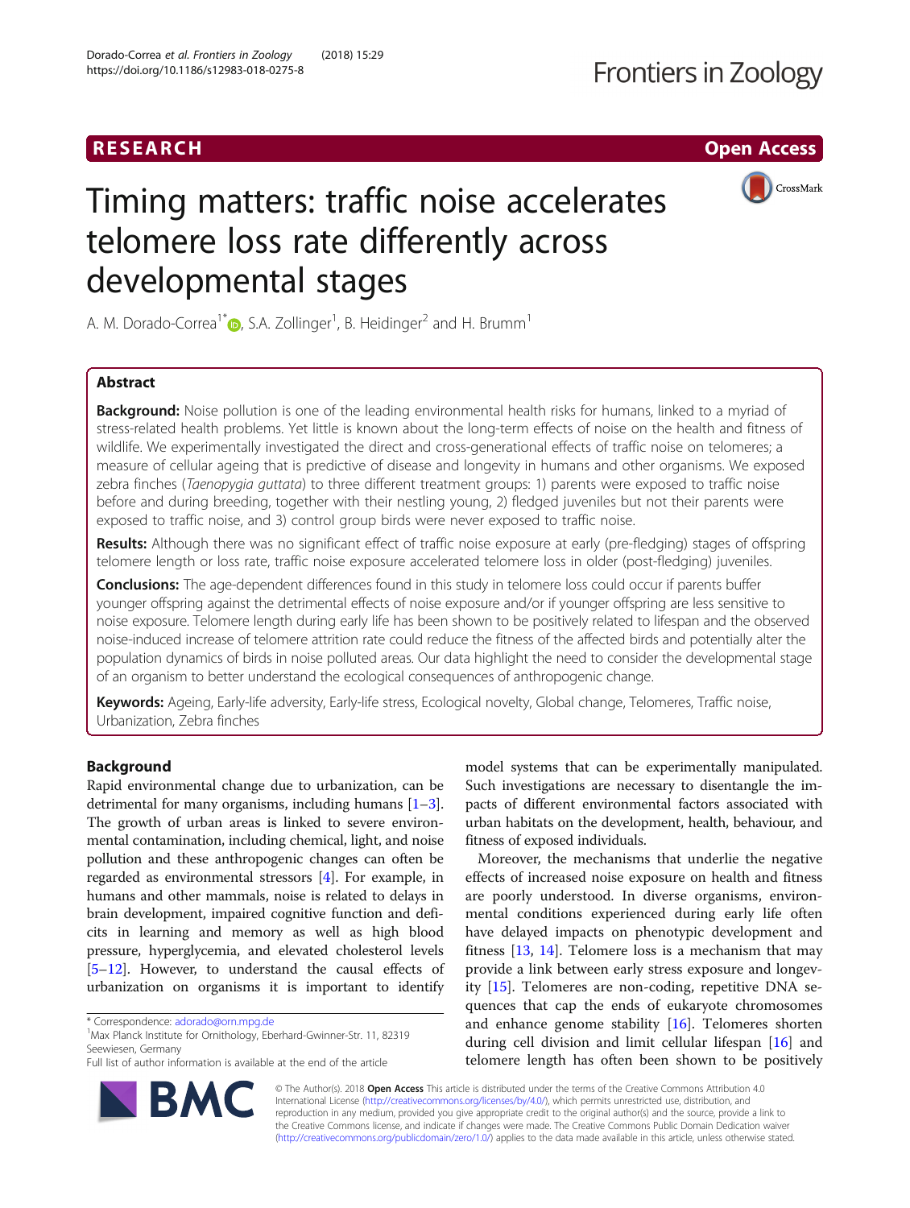RESEARCH Open Access

# Timing matters: traffic noise accelerates telomere loss rate differently across developmental stages

A. M. Dorado-Correa[1*], S.A. Zollinger[1], B. Heidinger[2] and H. Brumm[1]

## Abstract

**Background:** Noise pollution is one of the leading environmental health risks for humans, linked to a myriad of stress-related health problems. Yet little is known about the long-term effects of noise on the health and fitness of wildlife. We experimentally investigated the direct and cross-generational effects of traffic noise on telomeres; a measure of cellular ageing that is predictive of disease and longevity in humans and other organisms. We exposed zebra finches (*Taenopygia guttata*) to three different treatment groups: 1) parents were exposed to traffic noise before and during breeding, together with their nestling young, 2) fledged juveniles but not their parents were exposed to traffic noise, and 3) control group birds were never exposed to traffic noise.

**Results:** Although there was no significant effect of traffic noise exposure at early (pre-fledging) stages of offspring telomere length or loss rate, traffic noise exposure accelerated telomere loss in older (post-fledging) juveniles.

**Conclusions:** The age-dependent differences found in this study in telomere loss could occur if parents buffer younger offspring against the detrimental effects of noise exposure and/or if younger offspring are less sensitive to noise exposure. Telomere length during early life has been shown to be positively related to lifespan and the observed noise-induced increase of telomere attrition rate could reduce the fitness of the affected birds and potentially alter the population dynamics of birds in noise polluted areas. Our data highlight the need to consider the developmental stage of an organism to better understand the ecological consequences of anthropogenic change.

**Keywords:** Ageing, Early-life adversity, Early-life stress, Ecological novelty, Global change, Telomeres, Traffic noise, Urbanization, Zebra finches

## Background

Rapid environmental change due to urbanization, can be detrimental for many organisms, including humans [1–3]. The growth of urban areas is linked to severe environmental contamination, including chemical, light, and noise pollution and these anthropogenic changes can often be regarded as environmental stressors [4]. For example, in humans and other mammals, noise is related to delays in brain development, impaired cognitive function and deficits in learning and memory as well as high blood pressure, hyperglycemia, and elevated cholesterol levels [5–12]. However, to understand the causal effects of urbanization on organisms it is important to identify model systems that can be experimentally manipulated. Such investigations are necessary to disentangle the impacts of different environmental factors associated with urban habitats on the development, health, behaviour, and fitness of exposed individuals.

Moreover, the mechanisms that underlie the negative effects of increased noise exposure on health and fitness are poorly understood. In diverse organisms, environmental conditions experienced during early life often have delayed impacts on phenotypic development and fitness [13, 14]. Telomere loss is a mechanism that may provide a link between early stress exposure and longevity [15]. Telomeres are non-coding, repetitive DNA sequences that cap the ends of eukaryote chromosomes and enhance genome stability [16]. Telomeres shorten during cell division and limit cellular lifespan [16] and telomere length has often been shown to be positively

\* Correspondence: adorado@orn.mpg.de
[1]Max Planck Institute for Ornithology, Eberhard-Gwinner-Str. 11, 82319 Seewiesen, Germany
Full list of author information is available at the end of the article

© The Author(s). 2018 **Open Access** This article is distributed under the terms of the Creative Commons Attribution 4.0 International License (http://creativecommons.org/licenses/by/4.0/), which permits unrestricted use, distribution, and reproduction in any medium, provided you give appropriate credit to the original author(s) and the source, provide a link to the Creative Commons license, and indicate if changes were made. The Creative Commons Public Domain Dedication waiver (http://creativecommons.org/publicdomain/zero/1.0/) applies to the data made available in this article, unless otherwise stated.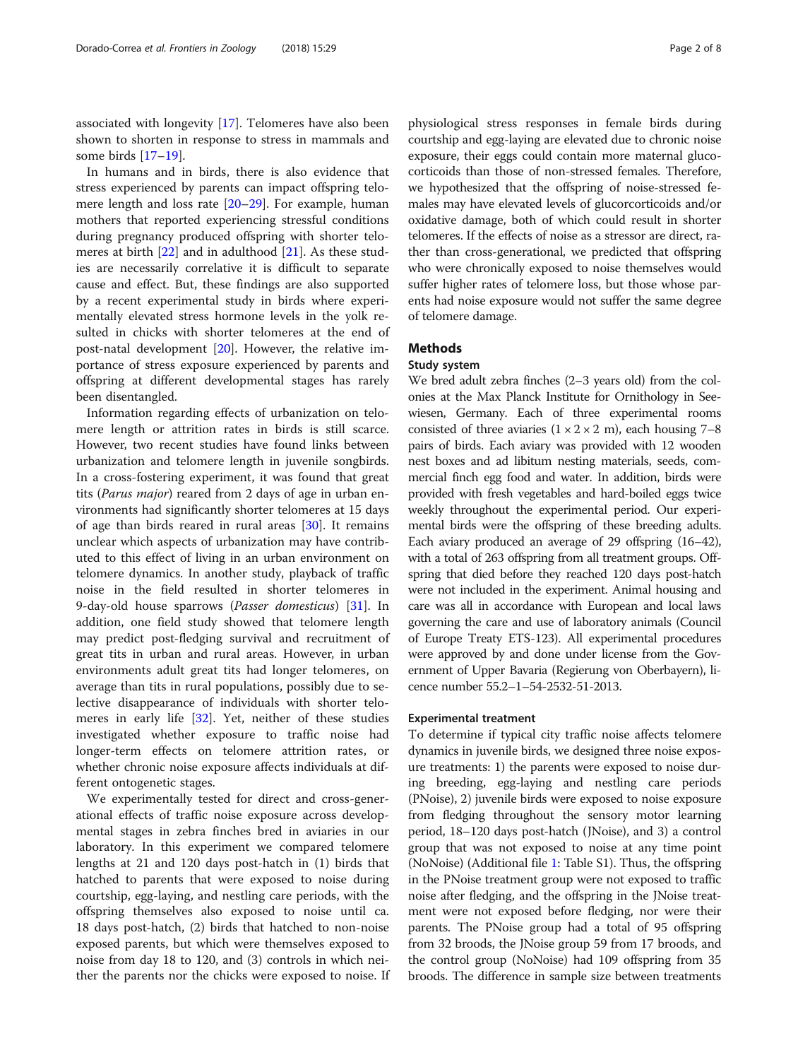associated with longevity [17]. Telomeres have also been shown to shorten in response to stress in mammals and some birds [17–19].

In humans and in birds, there is also evidence that stress experienced by parents can impact offspring telomere length and loss rate [20–29]. For example, human mothers that reported experiencing stressful conditions during pregnancy produced offspring with shorter telomeres at birth [22] and in adulthood [21]. As these studies are necessarily correlative it is difficult to separate cause and effect. But, these findings are also supported by a recent experimental study in birds where experimentally elevated stress hormone levels in the yolk resulted in chicks with shorter telomeres at the end of post-natal development [20]. However, the relative importance of stress exposure experienced by parents and offspring at different developmental stages has rarely been disentangled.

Information regarding effects of urbanization on telomere length or attrition rates in birds is still scarce. However, two recent studies have found links between urbanization and telomere length in juvenile songbirds. In a cross-fostering experiment, it was found that great tits (*Parus major*) reared from 2 days of age in urban environments had significantly shorter telomeres at 15 days of age than birds reared in rural areas [30]. It remains unclear which aspects of urbanization may have contributed to this effect of living in an urban environment on telomere dynamics. In another study, playback of traffic noise in the field resulted in shorter telomeres in 9-day-old house sparrows (*Passer domesticus*) [31]. In addition, one field study showed that telomere length may predict post-fledging survival and recruitment of great tits in urban and rural areas. However, in urban environments adult great tits had longer telomeres, on average than tits in rural populations, possibly due to selective disappearance of individuals with shorter telomeres in early life [32]. Yet, neither of these studies investigated whether exposure to traffic noise had longer-term effects on telomere attrition rates, or whether chronic noise exposure affects individuals at different ontogenetic stages.

We experimentally tested for direct and cross-generational effects of traffic noise exposure across developmental stages in zebra finches bred in aviaries in our laboratory. In this experiment we compared telomere lengths at 21 and 120 days post-hatch in (1) birds that hatched to parents that were exposed to noise during courtship, egg-laying, and nestling care periods, with the offspring themselves also exposed to noise until ca. 18 days post-hatch, (2) birds that hatched to non-noise exposed parents, but which were themselves exposed to noise from day 18 to 120, and (3) controls in which neither the parents nor the chicks were exposed to noise. If physiological stress responses in female birds during courtship and egg-laying are elevated due to chronic noise exposure, their eggs could contain more maternal glucocorticoids than those of non-stressed females. Therefore, we hypothesized that the offspring of noise-stressed females may have elevated levels of glucorcorticoids and/or oxidative damage, both of which could result in shorter telomeres. If the effects of noise as a stressor are direct, rather than cross-generational, we predicted that offspring who were chronically exposed to noise themselves would suffer higher rates of telomere loss, but those whose parents had noise exposure would not suffer the same degree of telomere damage.

## Methods

### Study system

We bred adult zebra finches (2–3 years old) from the colonies at the Max Planck Institute for Ornithology in Seewiesen, Germany. Each of three experimental rooms consisted of three aviaries (1 × 2 × 2 m), each housing 7–8 pairs of birds. Each aviary was provided with 12 wooden nest boxes and ad libitum nesting materials, seeds, commercial finch egg food and water. In addition, birds were provided with fresh vegetables and hard-boiled eggs twice weekly throughout the experimental period. Our experimental birds were the offspring of these breeding adults. Each aviary produced an average of 29 offspring (16–42), with a total of 263 offspring from all treatment groups. Offspring that died before they reached 120 days post-hatch were not included in the experiment. Animal housing and care was all in accordance with European and local laws governing the care and use of laboratory animals (Council of Europe Treaty ETS-123). All experimental procedures were approved by and done under license from the Government of Upper Bavaria (Regierung von Oberbayern), licence number 55.2–1–54-2532-51-2013.

### Experimental treatment

To determine if typical city traffic noise affects telomere dynamics in juvenile birds, we designed three noise exposure treatments: 1) the parents were exposed to noise during breeding, egg-laying and nestling care periods (PNoise), 2) juvenile birds were exposed to noise exposure from fledging throughout the sensory motor learning period, 18–120 days post-hatch (JNoise), and 3) a control group that was not exposed to noise at any time point (NoNoise) (Additional file 1: Table S1). Thus, the offspring in the PNoise treatment group were not exposed to traffic noise after fledging, and the offspring in the JNoise treatment were not exposed before fledging, nor were their parents. The PNoise group had a total of 95 offspring from 32 broods, the JNoise group 59 from 17 broods, and the control group (NoNoise) had 109 offspring from 35 broods. The difference in sample size between treatments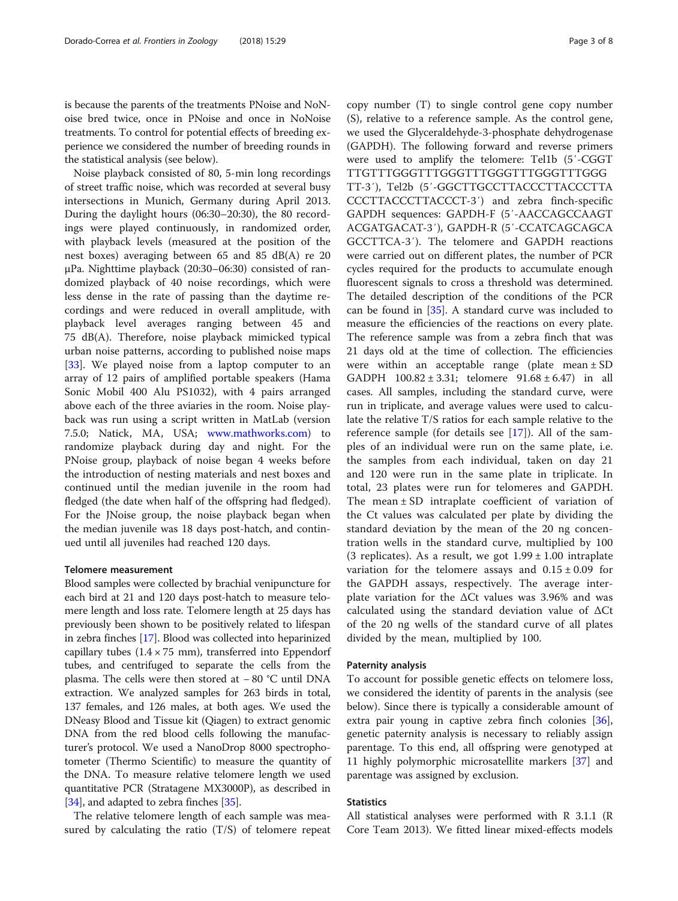is because the parents of the treatments PNoise and NoNoise bred twice, once in PNoise and once in NoNoise treatments. To control for potential effects of breeding experience we considered the number of breeding rounds in the statistical analysis (see below).

Noise playback consisted of 80, 5-min long recordings of street traffic noise, which was recorded at several busy intersections in Munich, Germany during April 2013. During the daylight hours (06:30–20:30), the 80 recordings were played continuously, in randomized order, with playback levels (measured at the position of the nest boxes) averaging between 65 and 85 dB(A) re 20 μPa. Nighttime playback (20:30–06:30) consisted of randomized playback of 40 noise recordings, which were less dense in the rate of passing than the daytime recordings and were reduced in overall amplitude, with playback level averages ranging between 45 and 75 dB(A). Therefore, noise playback mimicked typical urban noise patterns, according to published noise maps [33]. We played noise from a laptop computer to an array of 12 pairs of amplified portable speakers (Hama Sonic Mobil 400 Alu PS1032), with 4 pairs arranged above each of the three aviaries in the room. Noise playback was run using a script written in MatLab (version 7.5.0; Natick, MA, USA; www.mathworks.com) to randomize playback during day and night. For the PNoise group, playback of noise began 4 weeks before the introduction of nesting materials and nest boxes and continued until the median juvenile in the room had fledged (the date when half of the offspring had fledged). For the JNoise group, the noise playback began when the median juvenile was 18 days post-hatch, and continued until all juveniles had reached 120 days.

### Telomere measurement

Blood samples were collected by brachial venipuncture for each bird at 21 and 120 days post-hatch to measure telomere length and loss rate. Telomere length at 25 days has previously been shown to be positively related to lifespan in zebra finches [17]. Blood was collected into heparinized capillary tubes (1.4 × 75 mm), transferred into Eppendorf tubes, and centrifuged to separate the cells from the plasma. The cells were then stored at − 80 °C until DNA extraction. We analyzed samples for 263 birds in total, 137 females, and 126 males, at both ages. We used the DNeasy Blood and Tissue kit (Qiagen) to extract genomic DNA from the red blood cells following the manufacturer's protocol. We used a NanoDrop 8000 spectrophotometer (Thermo Scientific) to measure the quantity of the DNA. To measure relative telomere length we used quantitative PCR (Stratagene MX3000P), as described in [34], and adapted to zebra finches [35].

The relative telomere length of each sample was measured by calculating the ratio (T/S) of telomere repeat copy number (T) to single control gene copy number (S), relative to a reference sample. As the control gene, we used the Glyceraldehyde-3-phosphate dehydrogenase (GAPDH). The following forward and reverse primers were used to amplify the telomere: Tel1b (5′-CGGTTTGTTTGGGTTTGGGTTTGGGTTTGGGTTTGGGTT-3′), Tel2b (5′-GGCTTGCCTTACCCTTACCCTTACCCTTACCCTTACCCT-3′) and zebra finch-specific GAPDH sequences: GAPDH-F (5′-AACCAGCCAAGTACGATGACAT-3′), GAPDH-R (5′-CCATCAGCAGCAGCCTTCA-3′). The telomere and GAPDH reactions were carried out on different plates, the number of PCR cycles required for the products to accumulate enough fluorescent signals to cross a threshold was determined. The detailed description of the conditions of the PCR can be found in [35]. A standard curve was included to measure the efficiencies of the reactions on every plate. The reference sample was from a zebra finch that was 21 days old at the time of collection. The efficiencies were within an acceptable range (plate mean ± SD GADPH 100.82 ± 3.31; telomere 91.68 ± 6.47) in all cases. All samples, including the standard curve, were run in triplicate, and average values were used to calculate the relative T/S ratios for each sample relative to the reference sample (for details see [17]). All of the samples of an individual were run on the same plate, i.e. the samples from each individual, taken on day 21 and 120 were run in the same plate in triplicate. In total, 23 plates were run for telomeres and GAPDH. The mean ± SD intraplate coefficient of variation of the Ct values was calculated per plate by dividing the standard deviation by the mean of the 20 ng concentration wells in the standard curve, multiplied by 100 (3 replicates). As a result, we got 1.99 ± 1.00 intraplate variation for the telomere assays and 0.15 ± 0.09 for the GAPDH assays, respectively. The average interplate variation for the ΔCt values was 3.96% and was calculated using the standard deviation value of ΔCt of the 20 ng wells of the standard curve of all plates divided by the mean, multiplied by 100.

### Paternity analysis

To account for possible genetic effects on telomere loss, we considered the identity of parents in the analysis (see below). Since there is typically a considerable amount of extra pair young in captive zebra finch colonies [36], genetic paternity analysis is necessary to reliably assign parentage. To this end, all offspring were genotyped at 11 highly polymorphic microsatellite markers [37] and parentage was assigned by exclusion.

### Statistics

All statistical analyses were performed with R 3.1.1 (R Core Team 2013). We fitted linear mixed-effects models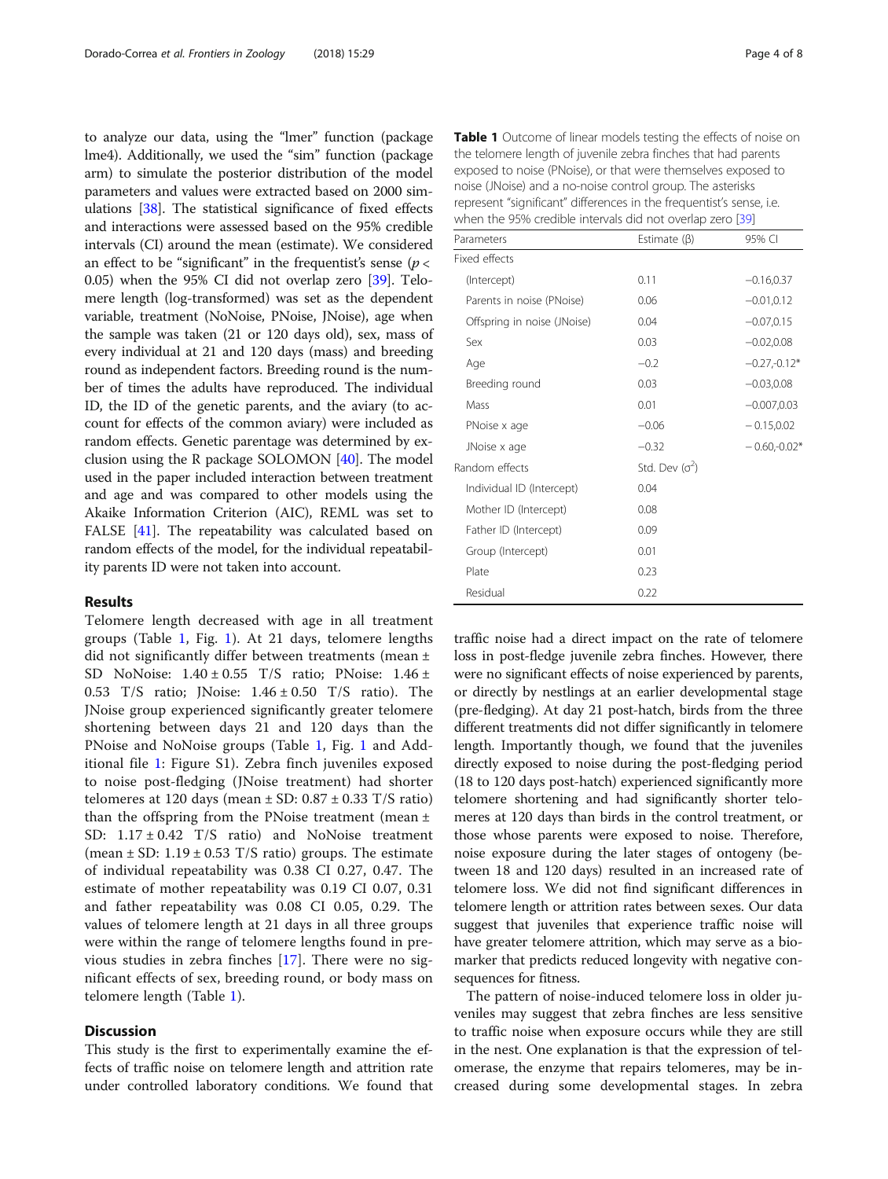to analyze our data, using the "lmer" function (package lme4). Additionally, we used the "sim" function (package arm) to simulate the posterior distribution of the model parameters and values were extracted based on 2000 simulations [38]. The statistical significance of fixed effects and interactions were assessed based on the 95% credible intervals (CI) around the mean (estimate). We considered an effect to be "significant" in the frequentist's sense ($p < 0.05$) when the 95% CI did not overlap zero [39]. Telomere length (log-transformed) was set as the dependent variable, treatment (NoNoise, PNoise, JNoise), age when the sample was taken (21 or 120 days old), sex, mass of every individual at 21 and 120 days (mass) and breeding round as independent factors. Breeding round is the number of times the adults have reproduced. The individual ID, the ID of the genetic parents, and the aviary (to account for effects of the common aviary) were included as random effects. Genetic parentage was determined by exclusion using the R package SOLOMON [40]. The model used in the paper included interaction between treatment and age and was compared to other models using the Akaike Information Criterion (AIC), REML was set to FALSE [41]. The repeatability was calculated based on random effects of the model, for the individual repeatability parents ID were not taken into account.

## Results

Telomere length decreased with age in all treatment groups (Table 1, Fig. 1). At 21 days, telomere lengths did not significantly differ between treatments (mean ± SD NoNoise: 1.40 ± 0.55 T/S ratio; PNoise: 1.46 ± 0.53 T/S ratio; JNoise: 1.46 ± 0.50 T/S ratio). The JNoise group experienced significantly greater telomere shortening between days 21 and 120 days than the PNoise and NoNoise groups (Table 1, Fig. 1 and Additional file 1: Figure S1). Zebra finch juveniles exposed to noise post-fledging (JNoise treatment) had shorter telomeres at 120 days (mean ± SD: 0.87 ± 0.33 T/S ratio) than the offspring from the PNoise treatment (mean ± SD: 1.17 ± 0.42 T/S ratio) and NoNoise treatment (mean ± SD: 1.19 ± 0.53 T/S ratio) groups. The estimate of individual repeatability was 0.38 CI 0.27, 0.47. The estimate of mother repeatability was 0.19 CI 0.07, 0.31 and father repeatability was 0.08 CI 0.05, 0.29. The values of telomere length at 21 days in all three groups were within the range of telomere lengths found in previous studies in zebra finches [17]. There were no significant effects of sex, breeding round, or body mass on telomere length (Table 1).

**Table 1** Outcome of linear models testing the effects of noise on the telomere length of juvenile zebra finches that had parents exposed to noise (PNoise), or that were themselves exposed to noise (JNoise) and a no-noise control group. The asterisks represent "significant" differences in the frequentist's sense, i.e. when the 95% credible intervals did not overlap zero [39]

| Parameters | Estimate (β) | 95% CI |
|---|---|---|
| Fixed effects | | |
| (Intercept) | 0.11 | −0.16,0.37 |
| Parents in noise (PNoise) | 0.06 | −0.01,0.12 |
| Offspring in noise (JNoise) | 0.04 | −0.07,0.15 |
| Sex | 0.03 | −0.02,0.08 |
| Age | −0.2 | −0.27,-0.12* |
| Breeding round | 0.03 | −0.03,0.08 |
| Mass | 0.01 | −0.007,0.03 |
| PNoise x age | −0.06 | − 0.15,0.02 |
| JNoise x age | −0.32 | − 0.60,-0.02* |
| Random effects | Std. Dev ($\sigma^2$) | |
| Individual ID (Intercept) | 0.04 | |
| Mother ID (Intercept) | 0.08 | |
| Father ID (Intercept) | 0.09 | |
| Group (Intercept) | 0.01 | |
| Plate | 0.23 | |
| Residual | 0.22 | |

## Discussion

This study is the first to experimentally examine the effects of traffic noise on telomere length and attrition rate under controlled laboratory conditions. We found that traffic noise had a direct impact on the rate of telomere loss in post-fledge juvenile zebra finches. However, there were no significant effects of noise experienced by parents, or directly by nestlings at an earlier developmental stage (pre-fledging). At day 21 post-hatch, birds from the three different treatments did not differ significantly in telomere length. Importantly though, we found that the juveniles directly exposed to noise during the post-fledging period (18 to 120 days post-hatch) experienced significantly more telomere shortening and had significantly shorter telomeres at 120 days than birds in the control treatment, or those whose parents were exposed to noise. Therefore, noise exposure during the later stages of ontogeny (between 18 and 120 days) resulted in an increased rate of telomere loss. We did not find significant differences in telomere length or attrition rates between sexes. Our data suggest that juveniles that experience traffic noise will have greater telomere attrition, which may serve as a biomarker that predicts reduced longevity with negative consequences for fitness.

The pattern of noise-induced telomere loss in older juveniles may suggest that zebra finches are less sensitive to traffic noise when exposure occurs while they are still in the nest. One explanation is that the expression of telomerase, the enzyme that repairs telomeres, may be increased during some developmental stages. In zebra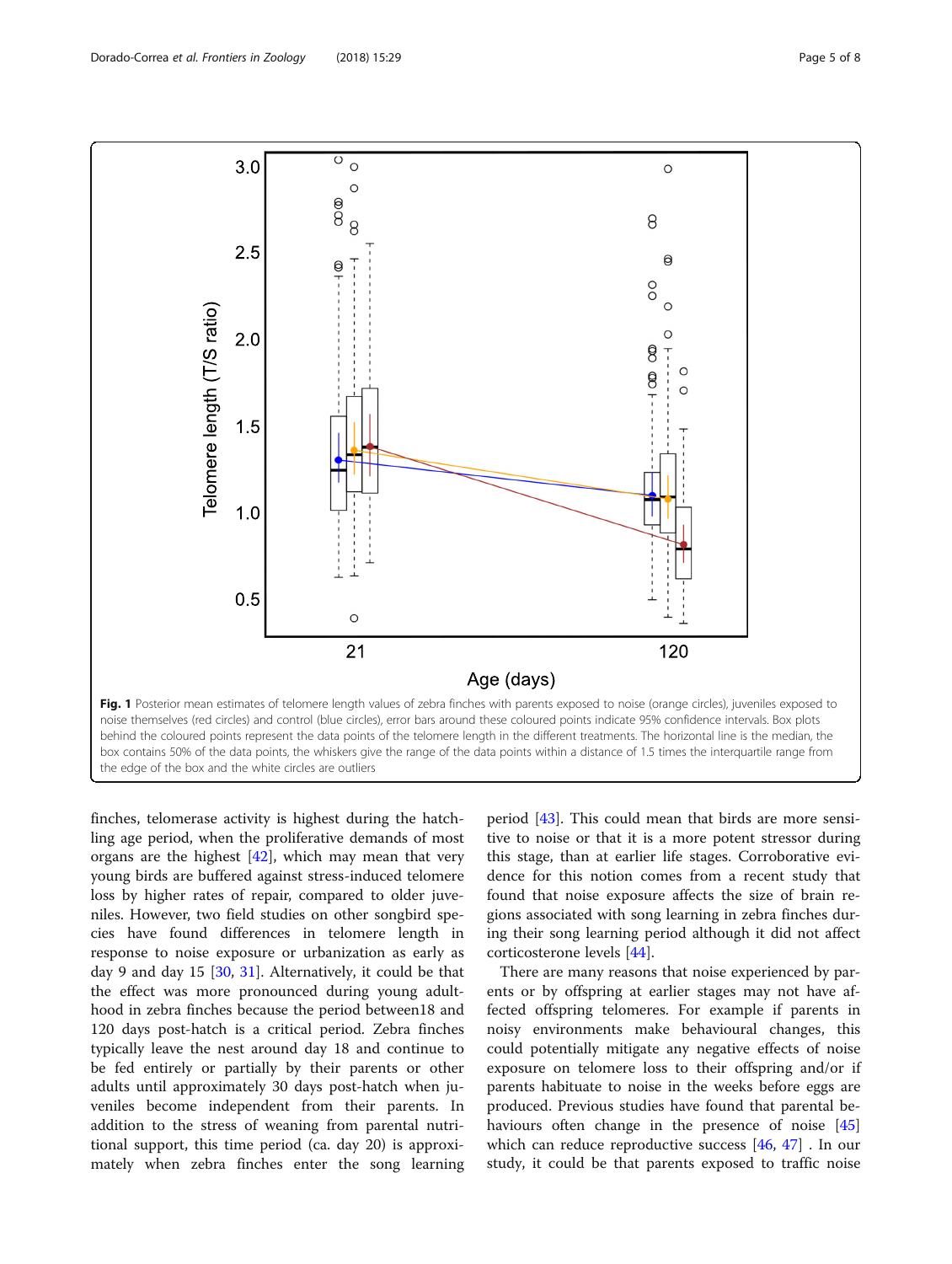Fig. 1 Posterior mean estimates of telomere length values of zebra finches with parents exposed to noise (orange circles), juveniles exposed to noise themselves (red circles) and control (blue circles), error bars around these coloured points indicate 95% confidence intervals. Box plots behind the coloured points represent the data points of the telomere length in the different treatments. The horizontal line is the median, the box contains 50% of the data points, the whiskers give the range of the data points within a distance of 1.5 times the interquartile range from the edge of the box and the white circles are outliers

finches, telomerase activity is highest during the hatchling age period, when the proliferative demands of most organs are the highest [42], which may mean that very young birds are buffered against stress-induced telomere loss by higher rates of repair, compared to older juveniles. However, two field studies on other songbird species have found differences in telomere length in response to noise exposure or urbanization as early as day 9 and day 15 [30, 31]. Alternatively, it could be that the effect was more pronounced during young adulthood in zebra finches because the period between18 and 120 days post-hatch is a critical period. Zebra finches typically leave the nest around day 18 and continue to be fed entirely or partially by their parents or other adults until approximately 30 days post-hatch when juveniles become independent from their parents. In addition to the stress of weaning from parental nutritional support, this time period (ca. day 20) is approximately when zebra finches enter the song learning period [43]. This could mean that birds are more sensitive to noise or that it is a more potent stressor during this stage, than at earlier life stages. Corroborative evidence for this notion comes from a recent study that found that noise exposure affects the size of brain regions associated with song learning in zebra finches during their song learning period although it did not affect corticosterone levels [44].

There are many reasons that noise experienced by parents or by offspring at earlier stages may not have affected offspring telomeres. For example if parents in noisy environments make behavioural changes, this could potentially mitigate any negative effects of noise exposure on telomere loss to their offspring and/or if parents habituate to noise in the weeks before eggs are produced. Previous studies have found that parental behaviours often change in the presence of noise [45] which can reduce reproductive success [46, 47] . In our study, it could be that parents exposed to traffic noise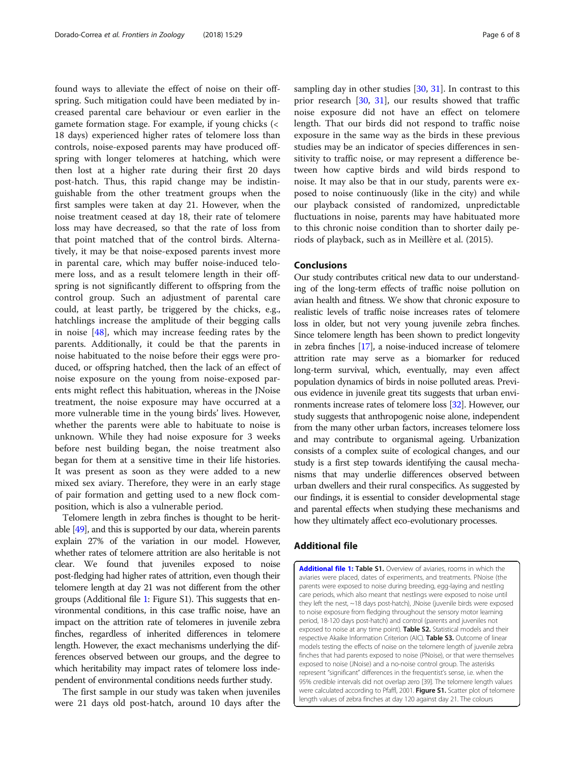found ways to alleviate the effect of noise on their offspring. Such mitigation could have been mediated by increased parental care behaviour or even earlier in the gamete formation stage. For example, if young chicks (< 18 days) experienced higher rates of telomere loss than controls, noise-exposed parents may have produced offspring with longer telomeres at hatching, which were then lost at a higher rate during their first 20 days post-hatch. Thus, this rapid change may be indistinguishable from the other treatment groups when the first samples were taken at day 21. However, when the noise treatment ceased at day 18, their rate of telomere loss may have decreased, so that the rate of loss from that point matched that of the control birds. Alternatively, it may be that noise-exposed parents invest more in parental care, which may buffer noise-induced telomere loss, and as a result telomere length in their offspring is not significantly different to offspring from the control group. Such an adjustment of parental care could, at least partly, be triggered by the chicks, e.g., hatchlings increase the amplitude of their begging calls in noise [48], which may increase feeding rates by the parents. Additionally, it could be that the parents in noise habituated to the noise before their eggs were produced, or offspring hatched, then the lack of an effect of noise exposure on the young from noise-exposed parents might reflect this habituation, whereas in the JNoise treatment, the noise exposure may have occurred at a more vulnerable time in the young birds' lives. However, whether the parents were able to habituate to noise is unknown. While they had noise exposure for 3 weeks before nest building began, the noise treatment also began for them at a sensitive time in their life histories. It was present as soon as they were added to a new mixed sex aviary. Therefore, they were in an early stage of pair formation and getting used to a new flock composition, which is also a vulnerable period.

Telomere length in zebra finches is thought to be heritable [49], and this is supported by our data, wherein parents explain 27% of the variation in our model. However, whether rates of telomere attrition are also heritable is not clear. We found that juveniles exposed to noise post-fledging had higher rates of attrition, even though their telomere length at day 21 was not different from the other groups (Additional file 1: Figure S1). This suggests that environmental conditions, in this case traffic noise, have an impact on the attrition rate of telomeres in juvenile zebra finches, regardless of inherited differences in telomere length. However, the exact mechanisms underlying the differences observed between our groups, and the degree to which heritability may impact rates of telomere loss independent of environmental conditions needs further study.

The first sample in our study was taken when juveniles were 21 days old post-hatch, around 10 days after the sampling day in other studies [30, 31]. In contrast to this prior research [30, 31], our results showed that traffic noise exposure did not have an effect on telomere length. That our birds did not respond to traffic noise exposure in the same way as the birds in these previous studies may be an indicator of species differences in sensitivity to traffic noise, or may represent a difference between how captive birds and wild birds respond to noise. It may also be that in our study, parents were exposed to noise continuously (like in the city) and while our playback consisted of randomized, unpredictable fluctuations in noise, parents may have habituated more to this chronic noise condition than to shorter daily periods of playback, such as in Meillère et al. (2015).

## Conclusions

Our study contributes critical new data to our understanding of the long-term effects of traffic noise pollution on avian health and fitness. We show that chronic exposure to realistic levels of traffic noise increases rates of telomere loss in older, but not very young juvenile zebra finches. Since telomere length has been shown to predict longevity in zebra finches [17], a noise-induced increase of telomere attrition rate may serve as a biomarker for reduced long-term survival, which, eventually, may even affect population dynamics of birds in noise polluted areas. Previous evidence in juvenile great tits suggests that urban environments increase rates of telomere loss [32]. However, our study suggests that anthropogenic noise alone, independent from the many other urban factors, increases telomere loss and may contribute to organismal ageing. Urbanization consists of a complex suite of ecological changes, and our study is a first step towards identifying the causal mechanisms that may underlie differences observed between urban dwellers and their rural conspecifics. As suggested by our findings, it is essential to consider developmental stage and parental effects when studying these mechanisms and how they ultimately affect eco-evolutionary processes.

## Additional file

**Additional file 1: Table S1.** Overview of aviaries, rooms in which the aviaries were placed, dates of experiments, and treatments. PNoise (the parents were exposed to noise during breeding, egg-laying and nestling care periods, which also meant that nestlings were exposed to noise until they left the nest, ~18 days post-hatch), JNoise (juvenile birds were exposed to noise exposure from fledging throughout the sensory motor learning period, 18-120 days post-hatch) and control (parents and juveniles not exposed to noise at any time point). **Table S2.** Statistical models and their respective Akaike Information Criterion (AIC). **Table S3.** Outcome of linear models testing the effects of noise on the telomere length of juvenile zebra finches that had parents exposed to noise (PNoise), or that were themselves exposed to noise (JNoise) and a no-noise control group. The asterisks represent "significant" differences in the frequentist's sense, i.e. when the 95% credible intervals did not overlap zero [39]. The telomere length values were calculated according to Pfaffl, 2001. **Figure S1.** Scatter plot of telomere length values of zebra finches at day 120 against day 21. The colours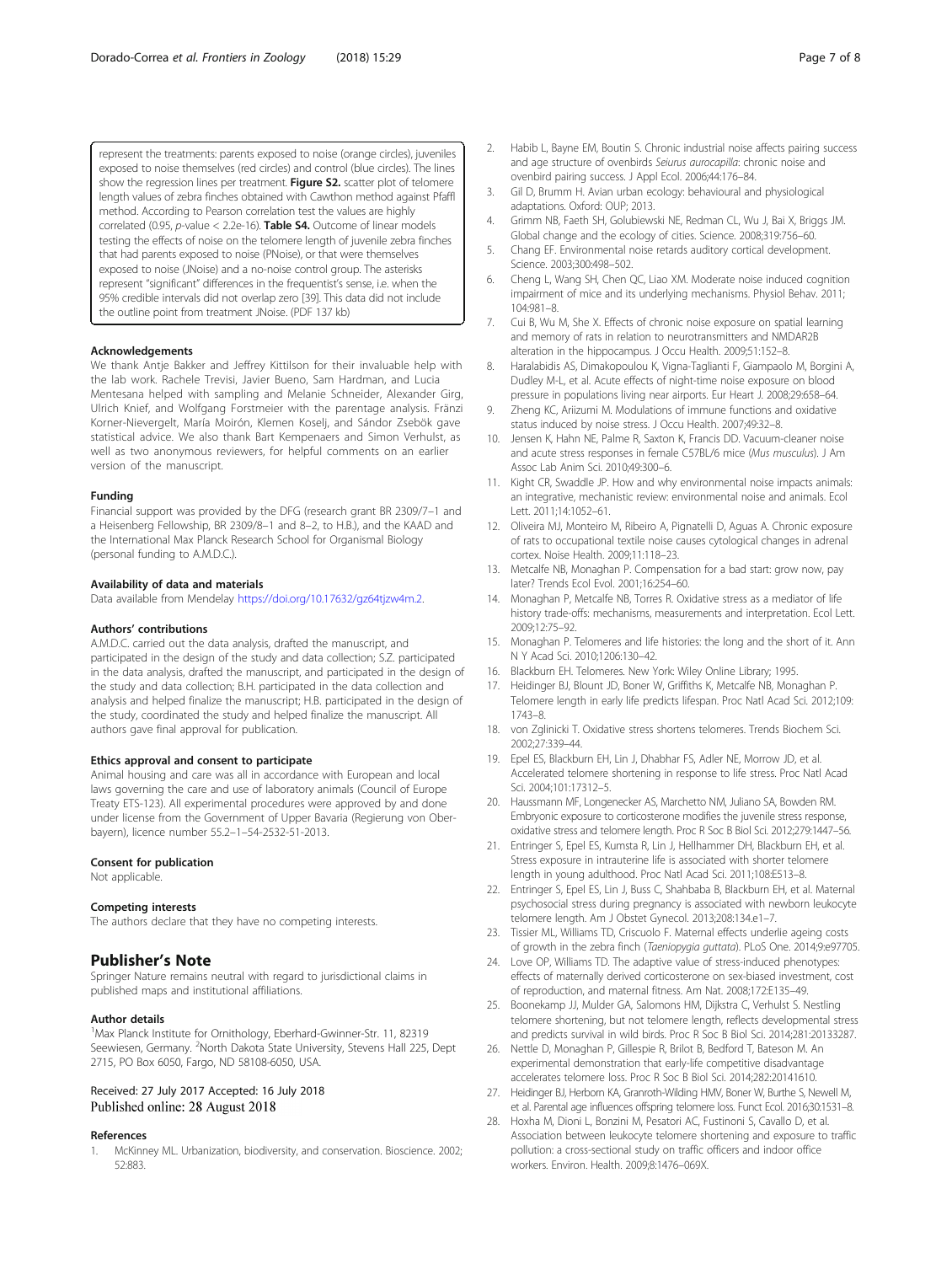represent the treatments: parents exposed to noise (orange circles), juveniles exposed to noise themselves (red circles) and control (blue circles). The lines show the regression lines per treatment. **Figure S2.** scatter plot of telomere length values of zebra finches obtained with Cawthon method against Pfaffl method. According to Pearson correlation test the values are highly correlated (0.95, $p$-value < 2.2e-16). **Table S4.** Outcome of linear models testing the effects of noise on the telomere length of juvenile zebra finches that had parents exposed to noise (PNoise), or that were themselves exposed to noise (JNoise) and a no-noise control group. The asterisks represent "significant" differences in the frequentist's sense, i.e. when the 95% credible intervals did not overlap zero [39]. This data did not include the outline point from treatment JNoise. (PDF 137 kb)

#### Acknowledgements

We thank Antje Bakker and Jeffrey Kittilson for their invaluable help with the lab work. Rachele Trevisi, Javier Bueno, Sam Hardman, and Lucia Mentesana helped with sampling and Melanie Schneider, Alexander Girg, Ulrich Knief, and Wolfgang Forstmeier with the parentage analysis. Fränzi Korner-Nievergelt, María Moirón, Klemen Koselj, and Sándor Zsebök gave statistical advice. We also thank Bart Kempenaers and Simon Verhulst, as well as two anonymous reviewers, for helpful comments on an earlier version of the manuscript.

#### Funding

Financial support was provided by the DFG (research grant BR 2309/7–1 and a Heisenberg Fellowship, BR 2309/8–1 and 8–2, to H.B.), and the KAAD and the International Max Planck Research School for Organismal Biology (personal funding to A.M.D.C.).

#### Availability of data and materials

Data available from Mendelay https://doi.org/10.17632/gz64tjzw4m.2.

#### Authors' contributions

A.M.D.C. carried out the data analysis, drafted the manuscript, and participated in the design of the study and data collection; S.Z. participated in the data analysis, drafted the manuscript, and participated in the design of the study and data collection; B.H. participated in the data collection and analysis and helped finalize the manuscript; H.B. participated in the design of the study, coordinated the study and helped finalize the manuscript. All authors gave final approval for publication.

#### Ethics approval and consent to participate

Animal housing and care was all in accordance with European and local laws governing the care and use of laboratory animals (Council of Europe Treaty ETS-123). All experimental procedures were approved by and done under license from the Government of Upper Bavaria (Regierung von Oberbayern), licence number 55.2–1–54-2532-51-2013.

#### Consent for publication

Not applicable.

#### Competing interests

The authors declare that they have no competing interests.

## Publisher's Note

Springer Nature remains neutral with regard to jurisdictional claims in published maps and institutional affiliations.

#### Author details

[1]Max Planck Institute for Ornithology, Eberhard-Gwinner-Str. 11, 82319 Seewiesen, Germany. [2]North Dakota State University, Stevens Hall 225, Dept 2715, PO Box 6050, Fargo, ND 58108-6050, USA.

Received: 27 July 2017 Accepted: 16 July 2018
Published online: 28 August 2018

#### References

1. McKinney ML. Urbanization, biodiversity, and conservation. Bioscience. 2002; 52:883.
2. Habib L, Bayne EM, Boutin S. Chronic industrial noise affects pairing success and age structure of ovenbirds *Seiurus aurocapilla*: chronic noise and ovenbird pairing success. J Appl Ecol. 2006;44:176–84.
3. Gil D, Brumm H. Avian urban ecology: behavioural and physiological adaptations. Oxford: OUP; 2013.
4. Grimm NB, Faeth SH, Golubiewski NE, Redman CL, Wu J, Bai X, Briggs JM. Global change and the ecology of cities. Science. 2008;319:756–60.
5. Chang EF. Environmental noise retards auditory cortical development. Science. 2003;300:498–502.
6. Cheng L, Wang SH, Chen QC, Liao XM. Moderate noise induced cognition impairment of mice and its underlying mechanisms. Physiol Behav. 2011; 104:981–8.
7. Cui B, Wu M, She X. Effects of chronic noise exposure on spatial learning and memory of rats in relation to neurotransmitters and NMDAR2B alteration in the hippocampus. J Occu Health. 2009;51:152–8.
8. Haralabidis AS, Dimakopoulou K, Vigna-Taglianti F, Giampaolo M, Borgini A, Dudley M-L, et al. Acute effects of night-time noise exposure on blood pressure in populations living near airports. Eur Heart J. 2008;29:658–64.
9. Zheng KC, Ariizumi M. Modulations of immune functions and oxidative status induced by noise stress. J Occu Health. 2007;49:32–8.
10. Jensen K, Hahn NE, Palme R, Saxton K, Francis DD. Vacuum-cleaner noise and acute stress responses in female C57BL/6 mice (*Mus musculus*). J Am Assoc Lab Anim Sci. 2010;49:300–6.
11. Kight CR, Swaddle JP. How and why environmental noise impacts animals: an integrative, mechanistic review: environmental noise and animals. Ecol Lett. 2011;14:1052–61.
12. Oliveira MJ, Monteiro M, Ribeiro A, Pignatelli D, Aguas A. Chronic exposure of rats to occupational textile noise causes cytological changes in adrenal cortex. Noise Health. 2009;11:118–23.
13. Metcalfe NB, Monaghan P. Compensation for a bad start: grow now, pay later? Trends Ecol Evol. 2001;16:254–60.
14. Monaghan P, Metcalfe NB, Torres R. Oxidative stress as a mediator of life history trade-offs: mechanisms, measurements and interpretation. Ecol Lett. 2009;12:75–92.
15. Monaghan P. Telomeres and life histories: the long and the short of it. Ann N Y Acad Sci. 2010;1206:130–42.
16. Blackburn EH. Telomeres. New York: Wiley Online Library; 1995.
17. Heidinger BJ, Blount JD, Boner W, Griffiths K, Metcalfe NB, Monaghan P. Telomere length in early life predicts lifespan. Proc Natl Acad Sci. 2012;109: 1743–8.
18. von Zglinicki T. Oxidative stress shortens telomeres. Trends Biochem Sci. 2002;27:339–44.
19. Epel ES, Blackburn EH, Lin J, Dhabhar FS, Adler NE, Morrow JD, et al. Accelerated telomere shortening in response to life stress. Proc Natl Acad Sci. 2004;101:17312–5.
20. Haussmann MF, Longenecker AS, Marchetto NM, Juliano SA, Bowden RM. Embryonic exposure to corticosterone modifies the juvenile stress response, oxidative stress and telomere length. Proc R Soc B Biol Sci. 2012;279:1447–56.
21. Entringer S, Epel ES, Kumsta R, Lin J, Hellhammer DH, Blackburn EH, et al. Stress exposure in intrauterine life is associated with shorter telomere length in young adulthood. Proc Natl Acad Sci. 2011;108:E513–8.
22. Entringer S, Epel ES, Lin J, Buss C, Shahbaba B, Blackburn EH, et al. Maternal psychosocial stress during pregnancy is associated with newborn leukocyte telomere length. Am J Obstet Gynecol. 2013;208:134.e1–7.
23. Tissier ML, Williams TD, Criscuolo F. Maternal effects underlie ageing costs of growth in the zebra finch (*Taeniopygia guttata*). PLoS One. 2014;9:e97705.
24. Love OP, Williams TD. The adaptive value of stress-induced phenotypes: effects of maternally derived corticosterone on sex-biased investment, cost of reproduction, and maternal fitness. Am Nat. 2008;172:E135–49.
25. Boonekamp JJ, Mulder GA, Salomons HM, Dijkstra C, Verhulst S. Nestling telomere shortening, but not telomere length, reflects developmental stress and predicts survival in wild birds. Proc R Soc B Biol Sci. 2014;281:20133287.
26. Nettle D, Monaghan P, Gillespie R, Brilot B, Bedford T, Bateson M. An experimental demonstration that early-life competitive disadvantage accelerates telomere loss. Proc R Soc B Biol Sci. 2014;282:20141610.
27. Heidinger BJ, Herborn KA, Granroth-Wilding HMV, Boner W, Burthe S, Newell M, et al. Parental age influences offspring telomere loss. Funct Ecol. 2016;30:1531–8.
28. Hoxha M, Dioni L, Bonzini M, Pesatori AC, Fustinoni S, Cavallo D, et al. Association between leukocyte telomere shortening and exposure to traffic pollution: a cross-sectional study on traffic officers and indoor office workers. Environ. Health. 2009;8:1476–069X.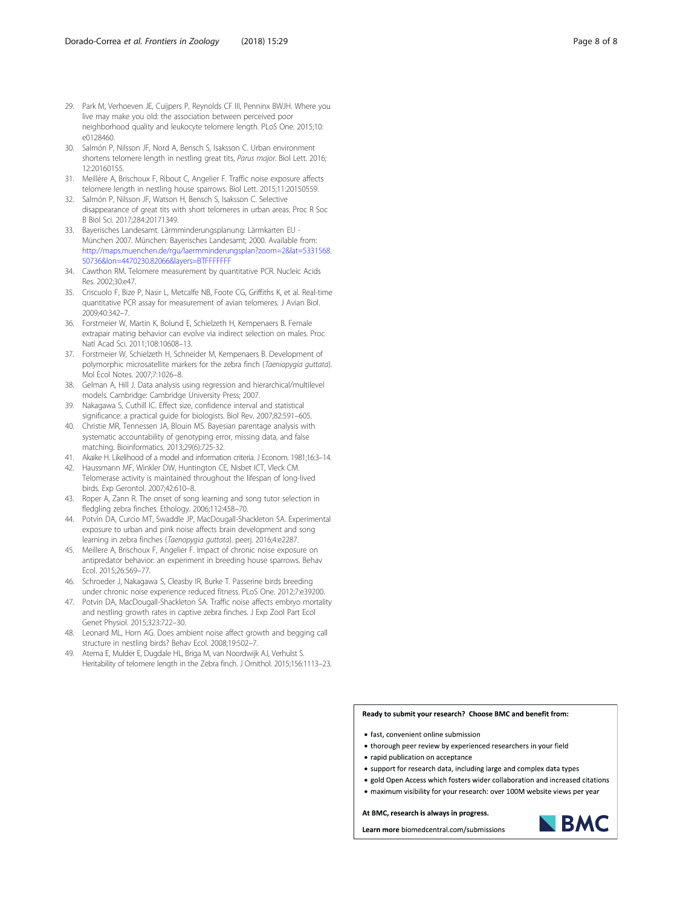29. Park M, Verhoeven JE, Cuijpers P, Reynolds CF III, Penninx BWJH. Where you live may make you old: the association between perceived poor neighborhood quality and leukocyte telomere length. PLoS One. 2015;10:e0128460.
30. Salmón P, Nilsson JF, Nord A, Bensch S, Isaksson C. Urban environment shortens telomere length in nestling great tits, *Parus major*. Biol Lett. 2016;12:20160155.
31. Meillère A, Brischoux F, Ribout C, Angelier F. Traffic noise exposure affects telomere length in nestling house sparrows. Biol Lett. 2015;11:20150559.
32. Salmón P, Nilsson JF, Watson H, Bensch S, Isaksson C. Selective disappearance of great tits with short telomeres in urban areas. Proc R Soc B Biol Sci. 2017;284:20171349.
33. Bayerisches Landesamt. Lärmminderungsplanung: Lärmkarten EU - München 2007. München: Bayerisches Landesamt; 2000. Available from: http://maps.muenchen.de/rgu/laermminderungsplan?zoom=2&lat=5331568.50736&lon=4470230.82066&layers=BTFFFFFFF
34. Cawthon RM. Telomere measurement by quantitative PCR. Nucleic Acids Res. 2002;30:e47.
35. Criscuolo F, Bize P, Nasir L, Metcalfe NB, Foote CG, Griffiths K, et al. Real-time quantitative PCR assay for measurement of avian telomeres. J Avian Biol. 2009;40:342–7.
36. Forstmeier W, Martin K, Bolund E, Schielzeth H, Kempenaers B. Female extrapair mating behavior can evolve via indirect selection on males. Proc Natl Acad Sci. 2011;108:10608–13.
37. Forstmeier W, Schielzeth H, Schneider M, Kempenaers B. Development of polymorphic microsatellite markers for the zebra finch (*Taeniopygia guttata*). Mol Ecol Notes. 2007;7:1026–8.
38. Gelman A, Hill J. Data analysis using regression and hierarchical/multilevel models. Cambridge: Cambridge University Press; 2007.
39. Nakagawa S, Cuthill IC. Effect size, confidence interval and statistical significance: a practical guide for biologists. Biol Rev. 2007;82:591–605.
40. Christie MR, Tennessen JA, Blouin MS. Bayesian parentage analysis with systematic accountability of genotyping error, missing data, and false matching. Bioinformatics. 2013;29(6):725-32.
41. Akaike H. Likelihood of a model and information criteria. J Econom. 1981;16:3–14.
42. Haussmann MF, Winkler DW, Huntington CE, Nisbet ICT, Vleck CM. Telomerase activity is maintained throughout the lifespan of long-lived birds. Exp Gerontol. 2007;42:610–8.
43. Roper A, Zann R. The onset of song learning and song tutor selection in fledgling zebra finches. Ethology. 2006;112:458–70.
44. Potvin DA, Curcio MT, Swaddle JP, MacDougall-Shackleton SA. Experimental exposure to urban and pink noise affects brain development and song learning in zebra finches (*Taenopygia guttata*). peerj. 2016;4:e2287.
45. Meillere A, Brischoux F, Angelier F. Impact of chronic noise exposure on antipredator behavior: an experiment in breeding house sparrows. Behav Ecol. 2015;26:569–77.
46. Schroeder J, Nakagawa S, Cleasby IR, Burke T. Passerine birds breeding under chronic noise experience reduced fitness. PLoS One. 2012;7:e39200.
47. Potvin DA, MacDougall-Shackleton SA. Traffic noise affects embryo mortality and nestling growth rates in captive zebra finches. J Exp Zool Part Ecol Genet Physiol. 2015;323:722–30.
48. Leonard ML, Horn AG. Does ambient noise affect growth and begging call structure in nestling birds? Behav Ecol. 2008;19:502–7.
49. Atema E, Mulder E, Dugdale HL, Briga M, van Noordwijk AJ, Verhulst S. Heritability of telomere length in the Zebra finch. J Ornithol. 2015;156:1113–23.

**Ready to submit your research? Choose BMC and benefit from:**

- fast, convenient online submission
- thorough peer review by experienced researchers in your field
- rapid publication on acceptance
- support for research data, including large and complex data types
- gold Open Access which fosters wider collaboration and increased citations
- maximum visibility for your research: over 100M website views per year

**At BMC, research is always in progress.**

**Learn more** biomedcentral.com/submissions

BMC